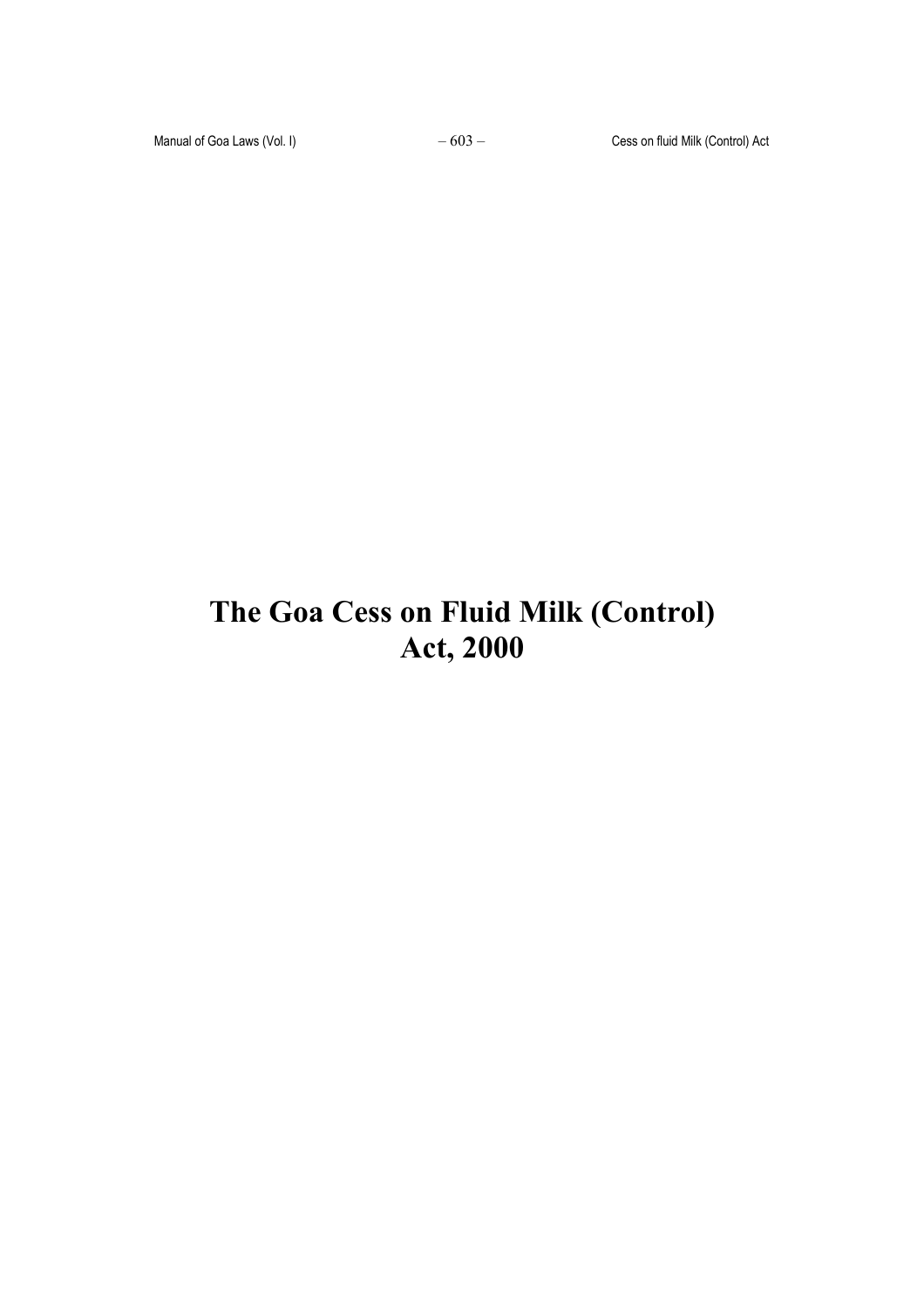# The Goa Cess on Fluid Milk (Control) Act, 2000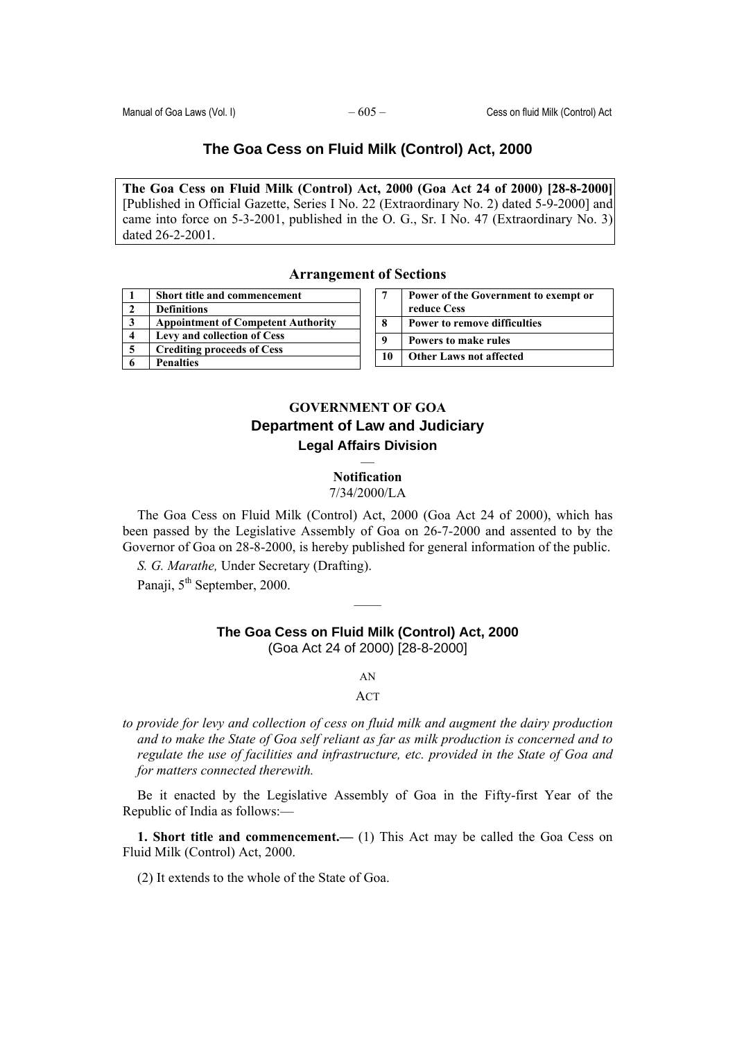# The Goa Cess on Fluid Milk (Control) Act, 2000

**The Goa Cess on Fluid Milk (Control) Act, 2000 (Goa Act 24 of 2000) [28-8-2000]** [Published in Official Gazette, Series I No. 22 (Extraordinary No. 2) dated 5-9-2000] and came into force on 5-3-2001, published in the O. G., Sr. I No. 47 (Extraordinary No. 3) dated 26-2-2001.

## Arrangement of Sections

| | |
|---|---|
| **1** | **Short title and commencement** |
| **2** | **Definitions** |
| **3** | **Appointment of Competent Authority** |
| **4** | **Levy and collection of Cess** |
| **5** | **Crediting proceeds of Cess** |
| **6** | **Penalties** |
| **7** | **Power of the Government to exempt or reduce Cess** |
| **8** | **Power to remove difficulties** |
| **9** | **Powers to make rules** |
| **10** | **Other Laws not affected** |

**GOVERNMENT OF GOA**

**Department of Law and Judiciary**

**Legal Affairs Division**

—

**Notification**

7/34/2000/LA

The Goa Cess on Fluid Milk (Control) Act, 2000 (Goa Act 24 of 2000), which has been passed by the Legislative Assembly of Goa on 26-7-2000 and assented to by the Governor of Goa on 28-8-2000, is hereby published for general information of the public.

*S. G. Marathe,* Under Secretary (Drafting).

Panaji, 5th September, 2000.

——

**The Goa Cess on Fluid Milk (Control) Act, 2000**

(Goa Act 24 of 2000) [28-8-2000]

AN

ACT

*to provide for levy and collection of cess on fluid milk and augment the dairy production and to make the State of Goa self reliant as far as milk production is concerned and to regulate the use of facilities and infrastructure, etc. provided in the State of Goa and for matters connected therewith.*

Be it enacted by the Legislative Assembly of Goa in the Fifty-first Year of the Republic of India as follows:—

**1. Short title and commencement.—** (1) This Act may be called the Goa Cess on Fluid Milk (Control) Act, 2000.

(2) It extends to the whole of the State of Goa.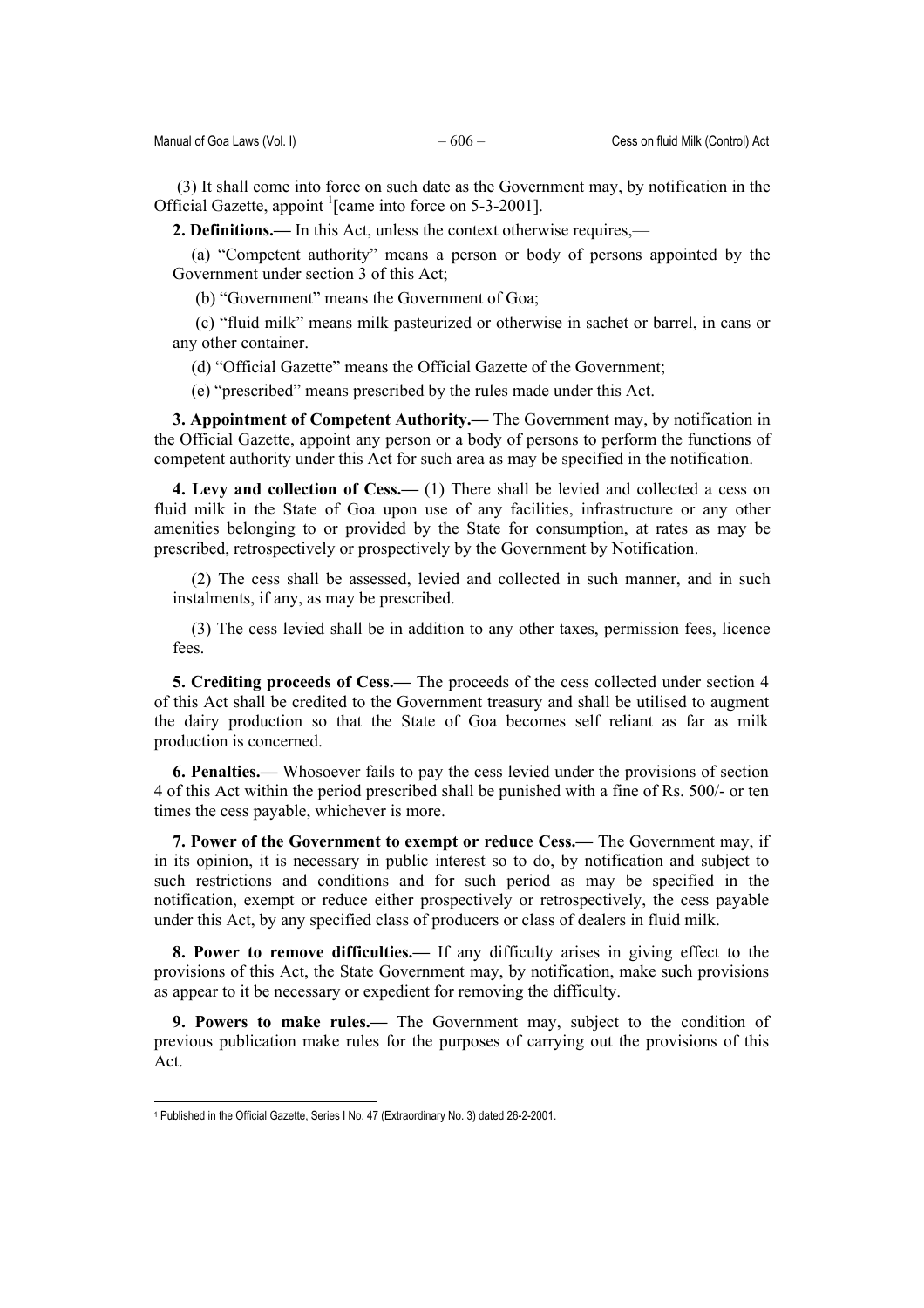(3) It shall come into force on such date as the Government may, by notification in the Official Gazette, appoint [1][came into force on 5-3-2001].

**2. Definitions.—** In this Act, unless the context otherwise requires,—

(a) "Competent authority" means a person or body of persons appointed by the Government under section 3 of this Act;

(b) "Government" means the Government of Goa;

(c) "fluid milk" means milk pasteurized or otherwise in sachet or barrel, in cans or any other container.

(d) "Official Gazette" means the Official Gazette of the Government;

(e) "prescribed" means prescribed by the rules made under this Act.

**3. Appointment of Competent Authority.—** The Government may, by notification in the Official Gazette, appoint any person or a body of persons to perform the functions of competent authority under this Act for such area as may be specified in the notification.

**4. Levy and collection of Cess.—** (1) There shall be levied and collected a cess on fluid milk in the State of Goa upon use of any facilities, infrastructure or any other amenities belonging to or provided by the State for consumption, at rates as may be prescribed, retrospectively or prospectively by the Government by Notification.

(2) The cess shall be assessed, levied and collected in such manner, and in such instalments, if any, as may be prescribed.

(3) The cess levied shall be in addition to any other taxes, permission fees, licence fees.

**5. Crediting proceeds of Cess.—** The proceeds of the cess collected under section 4 of this Act shall be credited to the Government treasury and shall be utilised to augment the dairy production so that the State of Goa becomes self reliant as far as milk production is concerned.

**6. Penalties.—** Whosoever fails to pay the cess levied under the provisions of section 4 of this Act within the period prescribed shall be punished with a fine of Rs. 500/- or ten times the cess payable, whichever is more.

**7. Power of the Government to exempt or reduce Cess.—** The Government may, if in its opinion, it is necessary in public interest so to do, by notification and subject to such restrictions and conditions and for such period as may be specified in the notification, exempt or reduce either prospectively or retrospectively, the cess payable under this Act, by any specified class of producers or class of dealers in fluid milk.

**8. Power to remove difficulties.—** If any difficulty arises in giving effect to the provisions of this Act, the State Government may, by notification, make such provisions as appear to it be necessary or expedient for removing the difficulty.

**9. Powers to make rules.—** The Government may, subject to the condition of previous publication make rules for the purposes of carrying out the provisions of this Act.

---

[1] Published in the Official Gazette, Series I No. 47 (Extraordinary No. 3) dated 26-2-2001.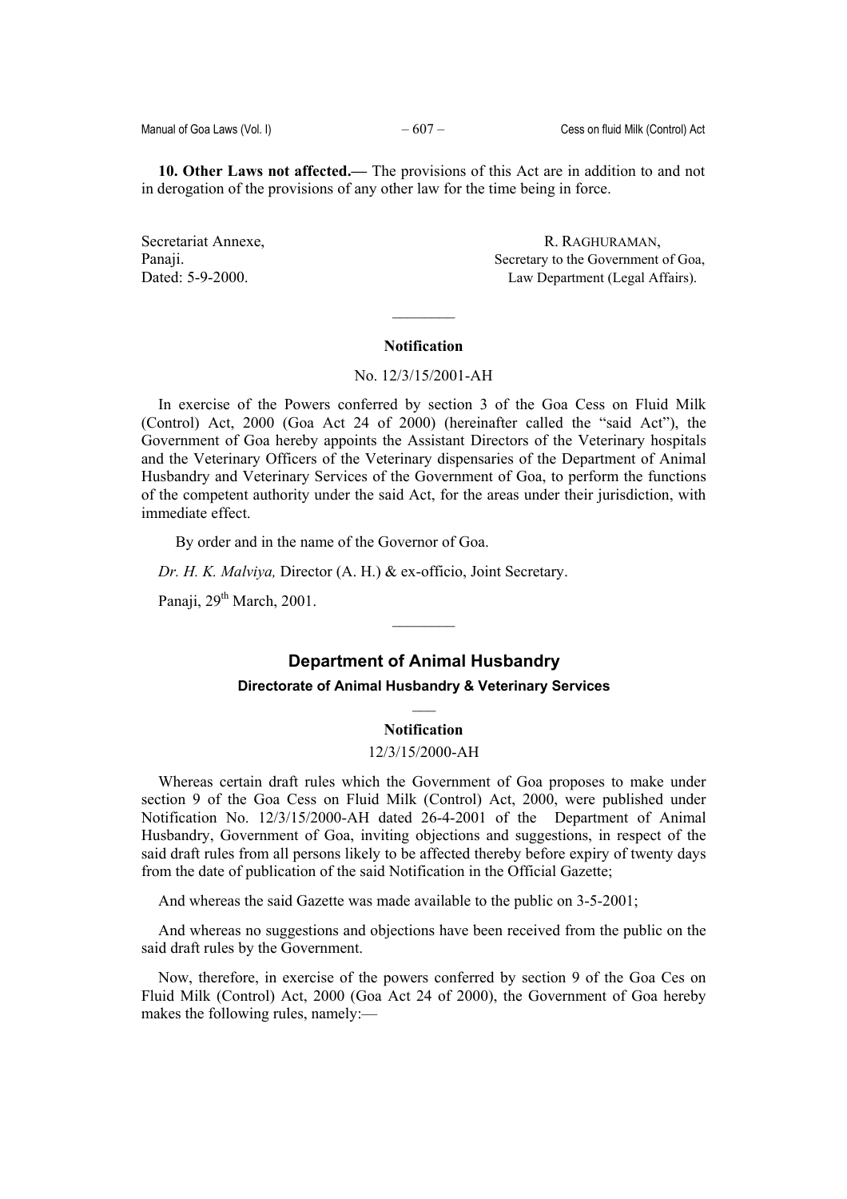**10. Other Laws not affected.—** The provisions of this Act are in addition to and not in derogation of the provisions of any other law for the time being in force.

Secretariat Annexe,
Panaji.
Dated: 5-9-2000.

R. RAGHURAMAN,
Secretary to the Government of Goa,
Law Department (Legal Affairs).

---

**Notification**

No. 12/3/15/2001-AH

In exercise of the Powers conferred by section 3 of the Goa Cess on Fluid Milk (Control) Act, 2000 (Goa Act 24 of 2000) (hereinafter called the "said Act"), the Government of Goa hereby appoints the Assistant Directors of the Veterinary hospitals and the Veterinary Officers of the Veterinary dispensaries of the Department of Animal Husbandry and Veterinary Services of the Government of Goa, to perform the functions of the competent authority under the said Act, for the areas under their jurisdiction, with immediate effect.

By order and in the name of the Governor of Goa.

*Dr. H. K. Malviya,* Director (A. H.) & ex-officio, Joint Secretary.

Panaji, 29th March, 2001.

---

## Department of Animal Husbandry

### Directorate of Animal Husbandry & Veterinary Services

**Notification**

12/3/15/2000-AH

Whereas certain draft rules which the Government of Goa proposes to make under section 9 of the Goa Cess on Fluid Milk (Control) Act, 2000, were published under Notification No. 12/3/15/2000-AH dated 26-4-2001 of the Department of Animal Husbandry, Government of Goa, inviting objections and suggestions, in respect of the said draft rules from all persons likely to be affected thereby before expiry of twenty days from the date of publication of the said Notification in the Official Gazette;

And whereas the said Gazette was made available to the public on 3-5-2001;

And whereas no suggestions and objections have been received from the public on the said draft rules by the Government.

Now, therefore, in exercise of the powers conferred by section 9 of the Goa Ces on Fluid Milk (Control) Act, 2000 (Goa Act 24 of 2000), the Government of Goa hereby makes the following rules, namely:—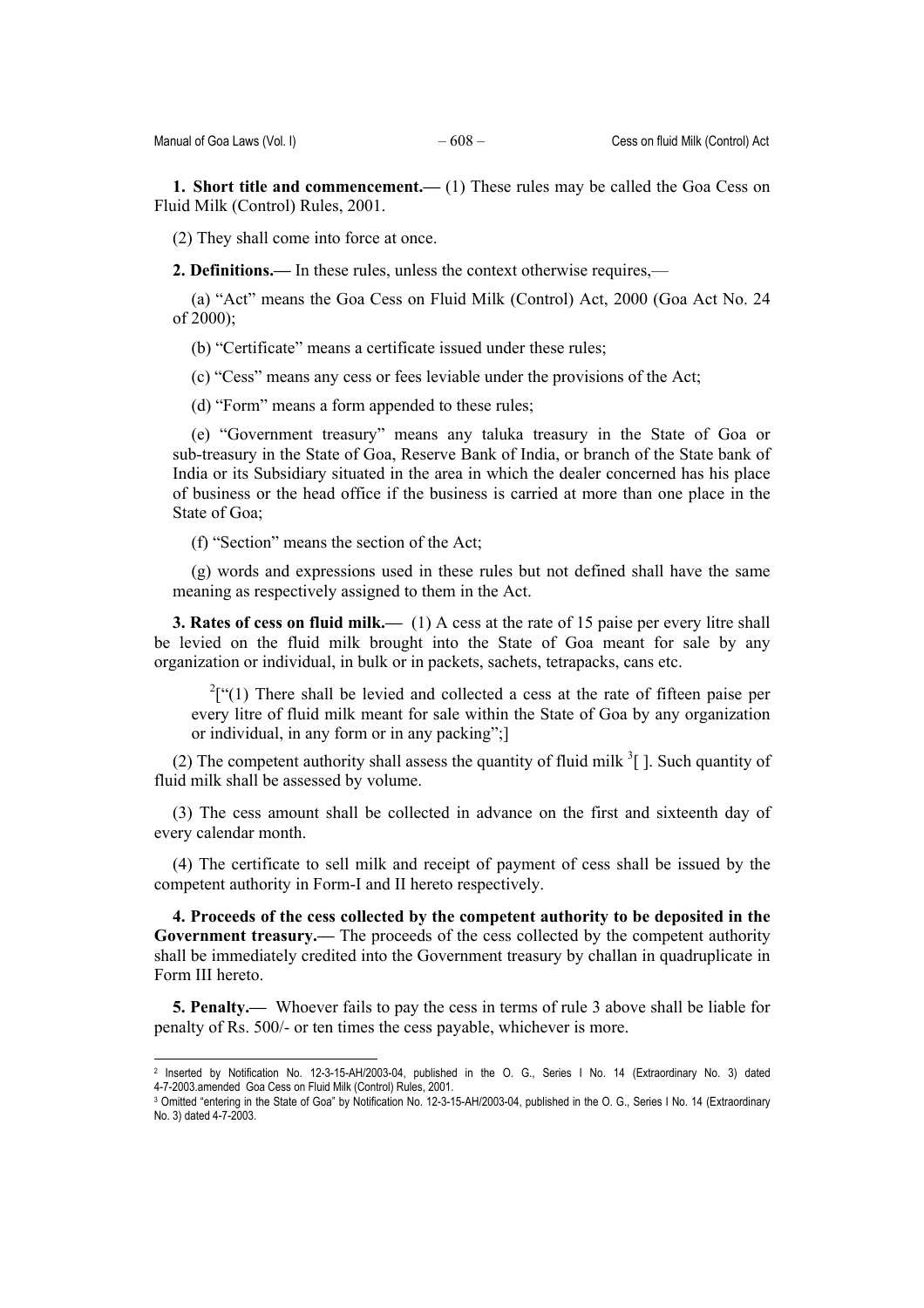**1. Short title and commencement.—** (1) These rules may be called the Goa Cess on Fluid Milk (Control) Rules, 2001.

(2) They shall come into force at once.

**2. Definitions.—** In these rules, unless the context otherwise requires,—

(a) "Act" means the Goa Cess on Fluid Milk (Control) Act, 2000 (Goa Act No. 24 of 2000);

(b) "Certificate" means a certificate issued under these rules;

(c) "Cess" means any cess or fees leviable under the provisions of the Act;

(d) "Form" means a form appended to these rules;

(e) "Government treasury" means any taluka treasury in the State of Goa or sub-treasury in the State of Goa, Reserve Bank of India, or branch of the State bank of India or its Subsidiary situated in the area in which the dealer concerned has his place of business or the head office if the business is carried at more than one place in the State of Goa;

(f) "Section" means the section of the Act;

(g) words and expressions used in these rules but not defined shall have the same meaning as respectively assigned to them in the Act.

**3. Rates of cess on fluid milk.—** (1) A cess at the rate of 15 paise per every litre shall be levied on the fluid milk brought into the State of Goa meant for sale by any organization or individual, in bulk or in packets, sachets, tetrapacks, cans etc.

[2]["(1) There shall be levied and collected a cess at the rate of fifteen paise per every litre of fluid milk meant for sale within the State of Goa by any organization or individual, in any form or in any packing";]

(2) The competent authority shall assess the quantity of fluid milk [3][ ]. Such quantity of fluid milk shall be assessed by volume.

(3) The cess amount shall be collected in advance on the first and sixteenth day of every calendar month.

(4) The certificate to sell milk and receipt of payment of cess shall be issued by the competent authority in Form-I and II hereto respectively.

**4. Proceeds of the cess collected by the competent authority to be deposited in the Government treasury.—** The proceeds of the cess collected by the competent authority shall be immediately credited into the Government treasury by challan in quadruplicate in Form III hereto.

**5. Penalty.—** Whoever fails to pay the cess in terms of rule 3 above shall be liable for penalty of Rs. 500/- or ten times the cess payable, whichever is more.

---

[2] Inserted by Notification No. 12-3-15-AH/2003-04, published in the O. G., Series I No. 14 (Extraordinary No. 3) dated 4-7-2003.amended Goa Cess on Fluid Milk (Control) Rules, 2001.

[3] Omitted "entering in the State of Goa" by Notification No. 12-3-15-AH/2003-04, published in the O. G., Series I No. 14 (Extraordinary No. 3) dated 4-7-2003.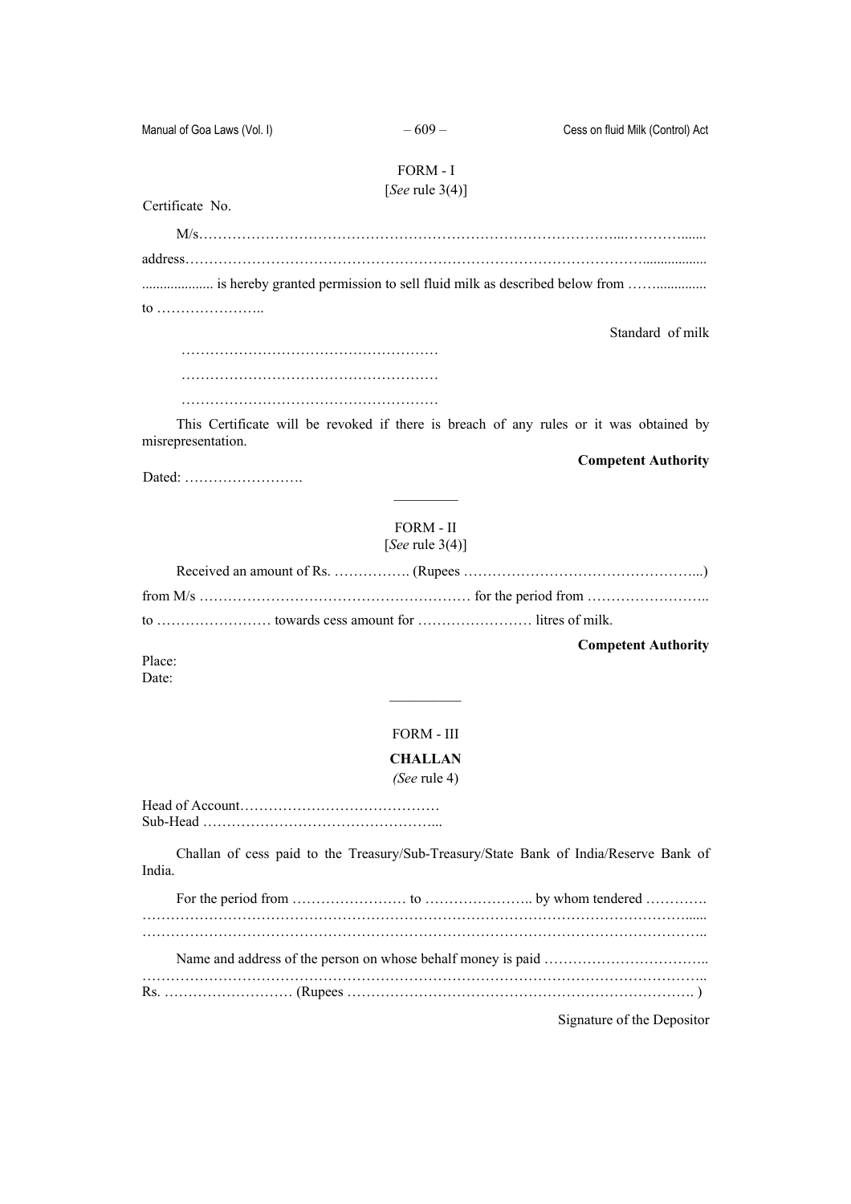FORM - I

[*See* rule 3(4)]

Certificate No.

M/s……………………………………………………………………………...………….......

address…………………………………………………………………………………….................

.................... is hereby granted permission to sell fluid milk as described below from ……..............

to …………………..

Standard of milk

………………………………………………

………………………………………………

………………………………………………

This Certificate will be revoked if there is breach of any rules or it was obtained by misrepresentation.

**Competent Authority**

Dated: …………………….

---

FORM - II

[*See* rule 3(4)]

Received an amount of Rs. ……………. (Rupees …………………………………………...)

from M/s ………………………………………………… for the period from ……………………..

to …………………… towards cess amount for …………………… litres of milk.

**Competent Authority**

Place:

Date:

---

FORM - III

**CHALLAN**

*(See* rule 4)

Head of Account……………………………………

Sub-Head …………………………………………...

Challan of cess paid to the Treasury/Sub-Treasury/State Bank of India/Reserve Bank of India.

For the period from …………………… to ………………….. by whom tendered ………….

……………………………………………………………………………………………………......

……………………………………………………………………………………………………..

Name and address of the person on whose behalf money is paid ……………………………..

……………………………………………………………………………………………………..

Rs. ……………………… (Rupees ………………………………………………………………. )

Signature of the Depositor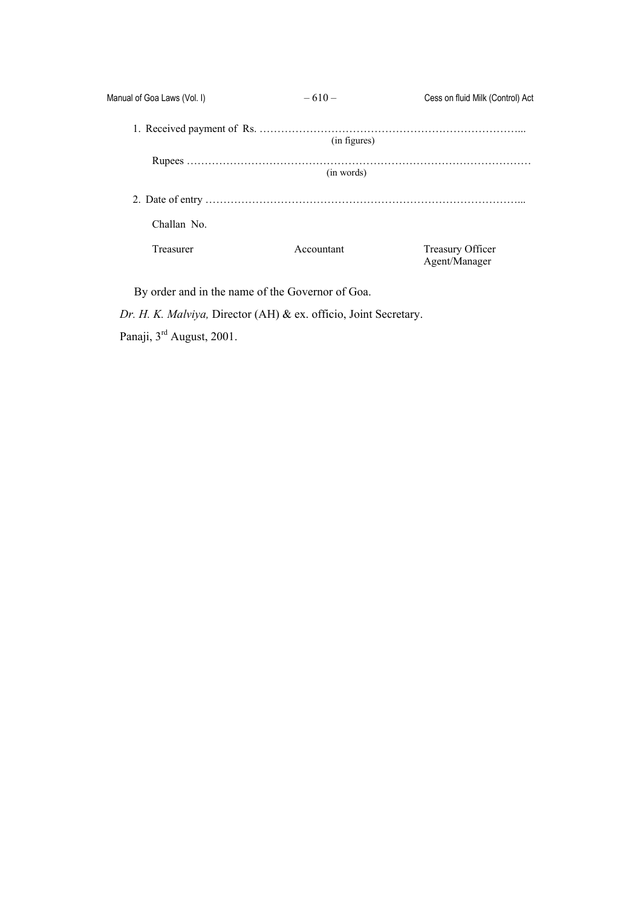1. Received payment of Rs. ………………………………………………………………...
(in figures)

Rupees ………………………………………………………………………………………
(in words)

2. Date of entry ……………………………………………………………………………...

Challan No.

| | | |
|---|---|---|
| Treasurer | Accountant | Treasury Officer Agent/Manager |

By order and in the name of the Governor of Goa.

*Dr. H. K. Malviya,* Director (AH) & ex. officio, Joint Secretary.

Panaji, 3rd August, 2001.